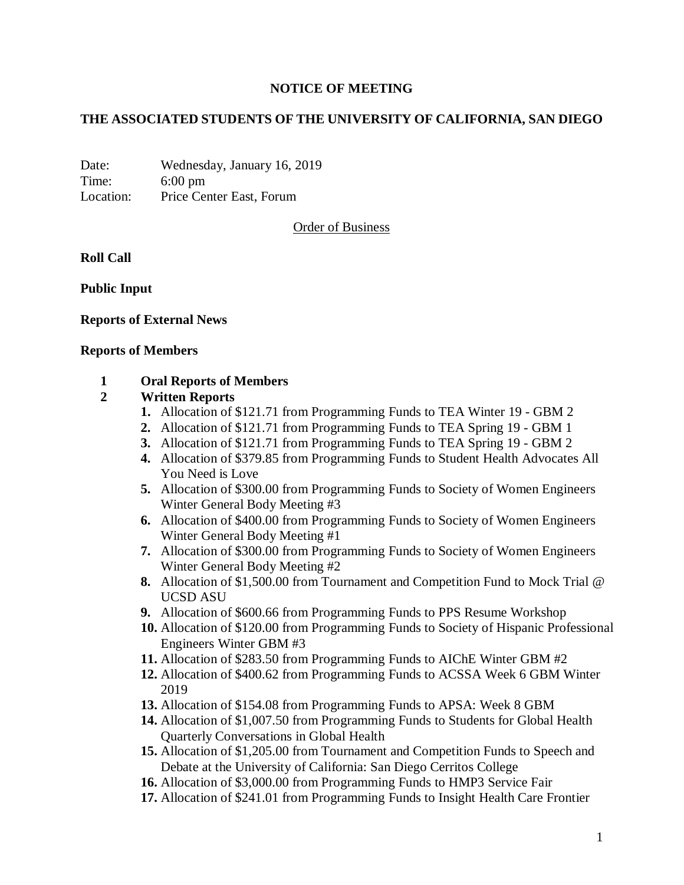**NOTICE OF MEETING**

**THE ASSOCIATED STUDENTS OF THE UNIVERSITY OF CALIFORNIA, SAN DIEGO**

Date: Wednesday, January 16, 2019
Time: 6:00 pm
Location: Price Center East, Forum

Order of Business

**Roll Call**

**Public Input**

**Reports of External News**

**Reports of Members**

**1 Oral Reports of Members**

**2 Written Reports**

1. Allocation of $121.71 from Programming Funds to TEA Winter 19 - GBM 2
2. Allocation of $121.71 from Programming Funds to TEA Spring 19 - GBM 1
3. Allocation of $121.71 from Programming Funds to TEA Spring 19 - GBM 2
4. Allocation of $379.85 from Programming Funds to Student Health Advocates All You Need is Love
5. Allocation of $300.00 from Programming Funds to Society of Women Engineers Winter General Body Meeting #3
6. Allocation of $400.00 from Programming Funds to Society of Women Engineers Winter General Body Meeting #1
7. Allocation of $300.00 from Programming Funds to Society of Women Engineers Winter General Body Meeting #2
8. Allocation of $1,500.00 from Tournament and Competition Fund to Mock Trial @ UCSD ASU
9. Allocation of $600.66 from Programming Funds to PPS Resume Workshop
10. Allocation of $120.00 from Programming Funds to Society of Hispanic Professional Engineers Winter GBM #3
11. Allocation of $283.50 from Programming Funds to AIChE Winter GBM #2
12. Allocation of $400.62 from Programming Funds to ACSSA Week 6 GBM Winter 2019
13. Allocation of $154.08 from Programming Funds to APSA: Week 8 GBM
14. Allocation of $1,007.50 from Programming Funds to Students for Global Health Quarterly Conversations in Global Health
15. Allocation of $1,205.00 from Tournament and Competition Funds to Speech and Debate at the University of California: San Diego Cerritos College
16. Allocation of $3,000.00 from Programming Funds to HMP3 Service Fair
17. Allocation of $241.01 from Programming Funds to Insight Health Care Frontier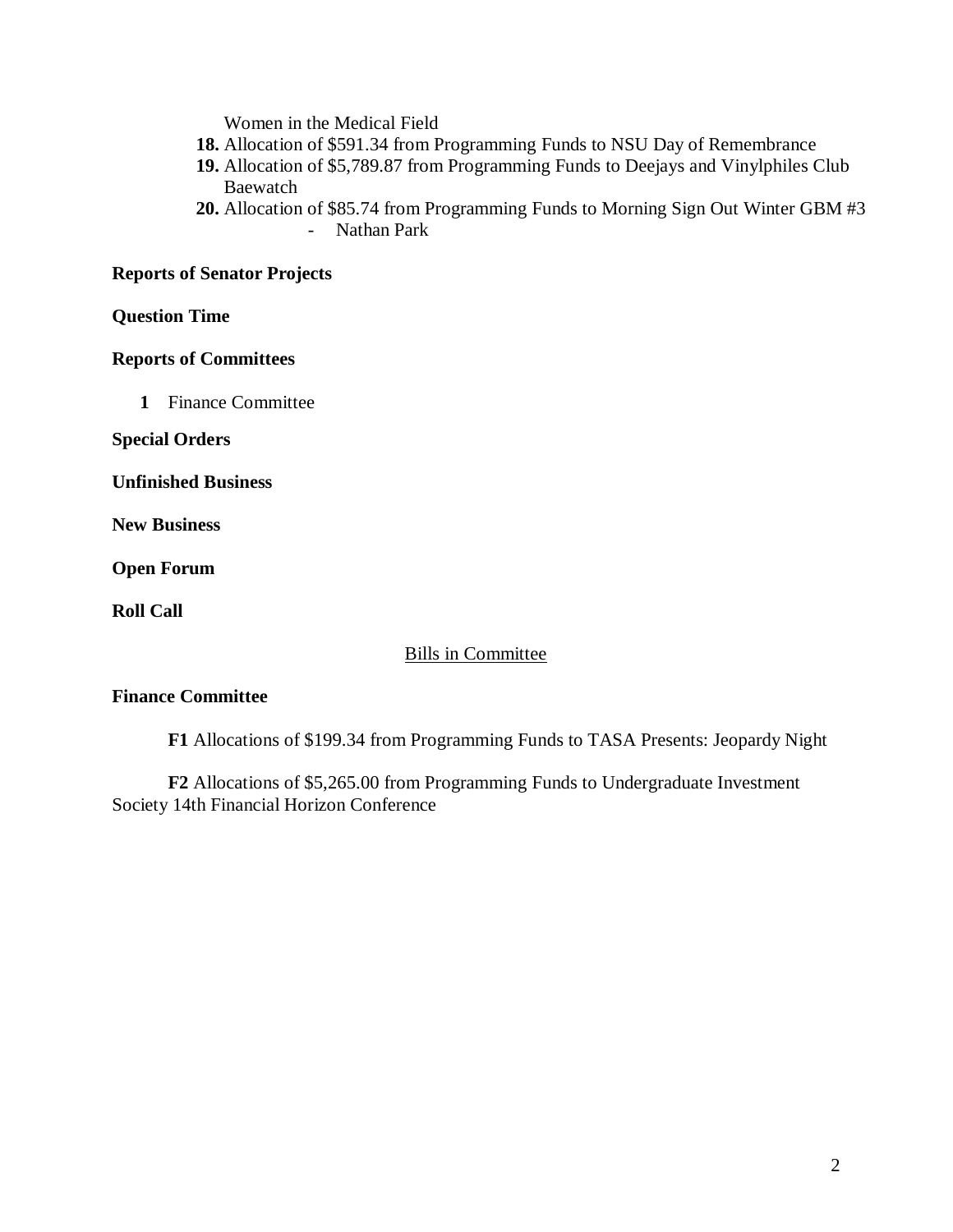Women in the Medical Field

18. Allocation of $591.34 from Programming Funds to NSU Day of Remembrance
19. Allocation of $5,789.87 from Programming Funds to Deejays and Vinylphiles Club Baewatch
20. Allocation of $85.74 from Programming Funds to Morning Sign Out Winter GBM #3
    - Nathan Park

**Reports of Senator Projects**

**Question Time**

**Reports of Committees**

1. Finance Committee

**Special Orders**

**Unfinished Business**

**New Business**

**Open Forum**

**Roll Call**

Bills in Committee

**Finance Committee**

**F1** Allocations of $199.34 from Programming Funds to TASA Presents: Jeopardy Night

**F2** Allocations of $5,265.00 from Programming Funds to Undergraduate Investment Society 14th Financial Horizon Conference